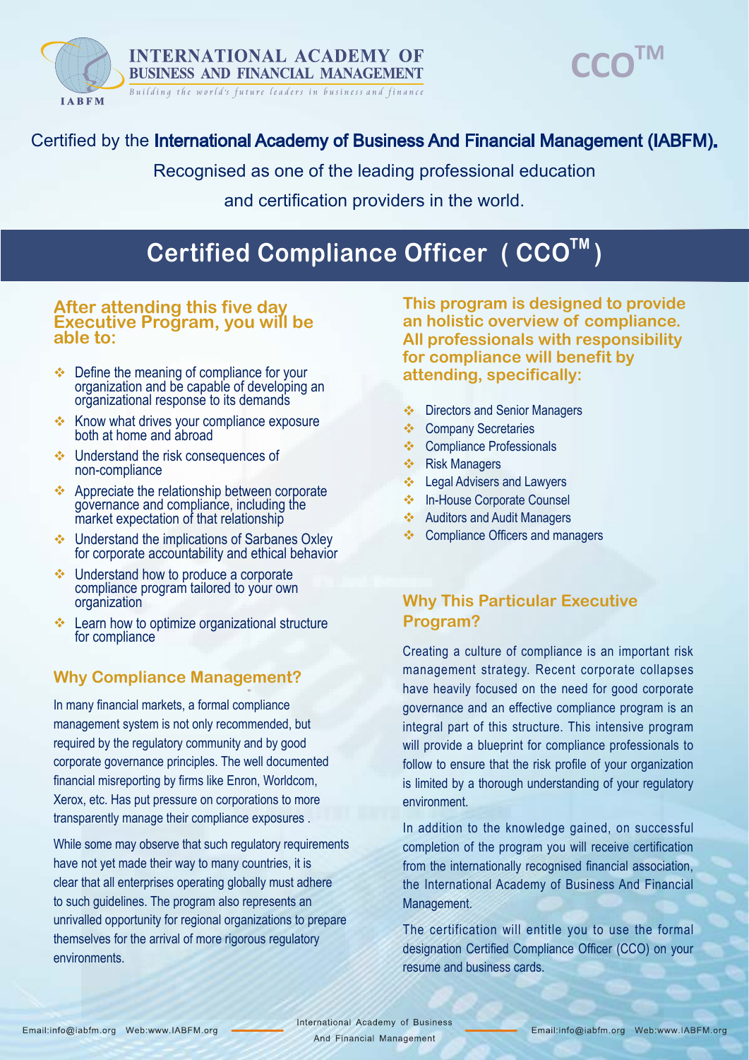INTERNATIONAL ACADEMY OF BUSINESS AND FINANCIAL MANAGEMENT

*Building the world's future leaders in business and finance*

IABFM

CCO™

Certified by the **International Academy of Business And Financial Management (IABFM).**

Recognised as one of the leading professional education and certification providers in the world.

# Certified Compliance Officer ( CCO™ )

### After attending this five day Executive Program, you will be able to:

- Define the meaning of compliance for your organization and be capable of developing an organizational response to its demands
- Know what drives your compliance exposure both at home and abroad
- Understand the risk consequences of non-compliance
- Appreciate the relationship between corporate governance and compliance, including the market expectation of that relationship
- Understand the implications of Sarbanes Oxley for corporate accountability and ethical behavior
- Understand how to produce a corporate compliance program tailored to your own organization
- Learn how to optimize organizational structure for compliance

### Why Compliance Management?

In many financial markets, a formal compliance management system is not only recommended, but required by the regulatory community and by good corporate governance principles. The well documented financial misreporting by firms like Enron, Worldcom, Xerox, etc. Has put pressure on corporations to more transparently manage their compliance exposures .

While some may observe that such regulatory requirements have not yet made their way to many countries, it is clear that all enterprises operating globally must adhere to such guidelines. The program also represents an unrivalled opportunity for regional organizations to prepare themselves for the arrival of more rigorous regulatory environments.

### This program is designed to provide an holistic overview of compliance. All professionals with responsibility for compliance will benefit by attending, specifically:

- Directors and Senior Managers
- Company Secretaries
- Compliance Professionals
- Risk Managers
- Legal Advisers and Lawyers
- In-House Corporate Counsel
- Auditors and Audit Managers
- Compliance Officers and managers

### Why This Particular Executive Program?

Creating a culture of compliance is an important risk management strategy. Recent corporate collapses have heavily focused on the need for good corporate governance and an effective compliance program is an integral part of this structure. This intensive program will provide a blueprint for compliance professionals to follow to ensure that the risk profile of your organization is limited by a thorough understanding of your regulatory environment.

In addition to the knowledge gained, on successful completion of the program you will receive certification from the internationally recognised financial association, the International Academy of Business And Financial Management.

The certification will entitle you to use the formal designation Certified Compliance Officer (CCO) on your resume and business cards.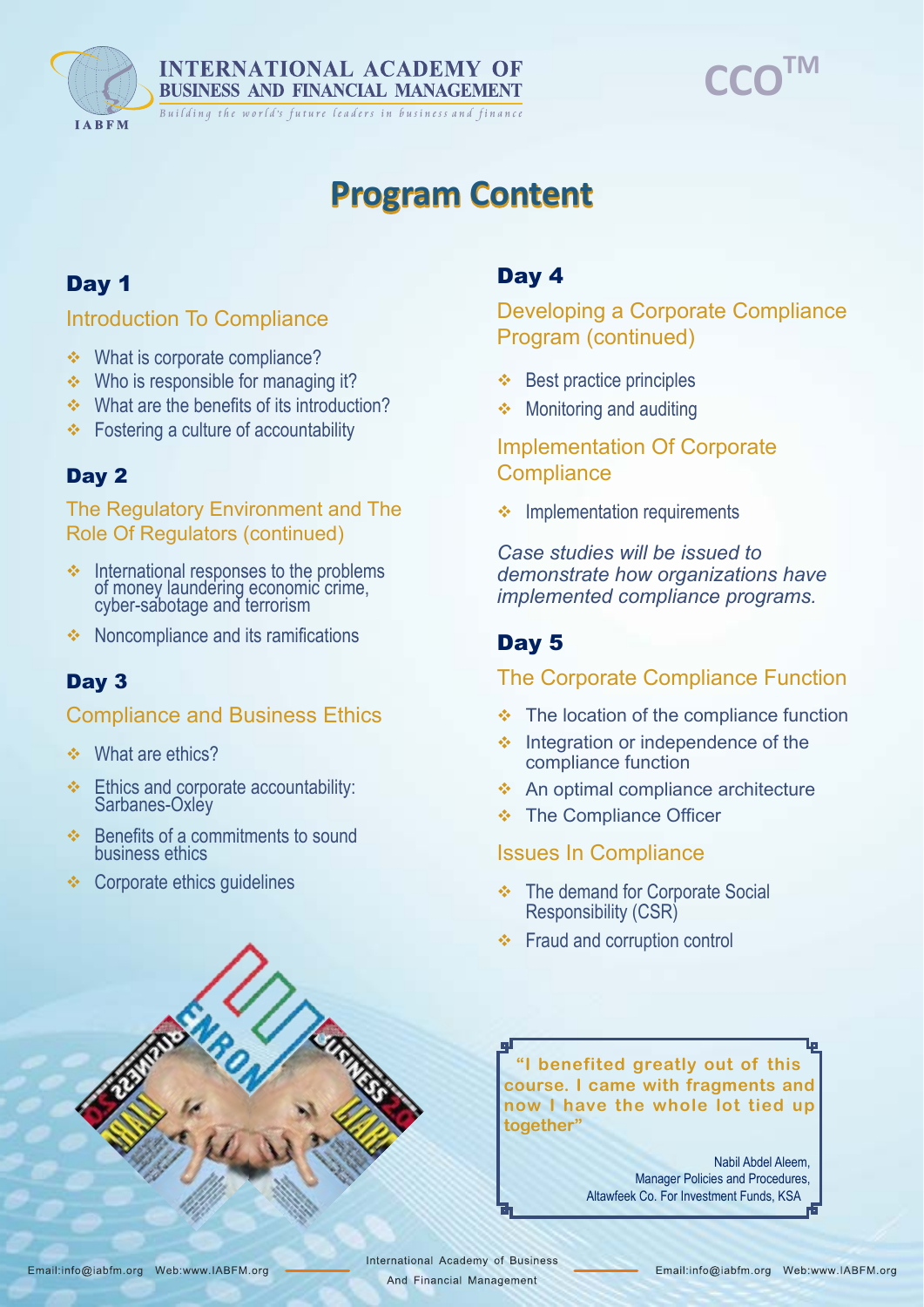# Program Content

## Day 1

### Introduction To Compliance

- What is corporate compliance?
- Who is responsible for managing it?
- What are the benefits of its introduction?
- Fostering a culture of accountability

## Day 2

### The Regulatory Environment and The Role Of Regulators (continued)

- International responses to the problems of money laundering economic crime, cyber-sabotage and terrorism
- Noncompliance and its ramifications

## Day 3

### Compliance and Business Ethics

- What are ethics?
- Ethics and corporate accountability: Sarbanes-Oxley
- Benefits of a commitments to sound business ethics
- Corporate ethics guidelines

## Day 4

### Developing a Corporate Compliance Program (continued)

- Best practice principles
- Monitoring and auditing

### Implementation Of Corporate Compliance

- Implementation requirements

*Case studies will be issued to demonstrate how organizations have implemented compliance programs.*

## Day 5

### The Corporate Compliance Function

- The location of the compliance function
- Integration or independence of the compliance function
- An optimal compliance architecture
- The Compliance Officer

### Issues In Compliance

- The demand for Corporate Social Responsibility (CSR)
- Fraud and corruption control

**"I benefited greatly out of this course. I came with fragments and now I have the whole lot tied up together"**

Nabil Abdel Aleem,
Manager Policies and Procedures,
Altawfeek Co. For Investment Funds, KSA